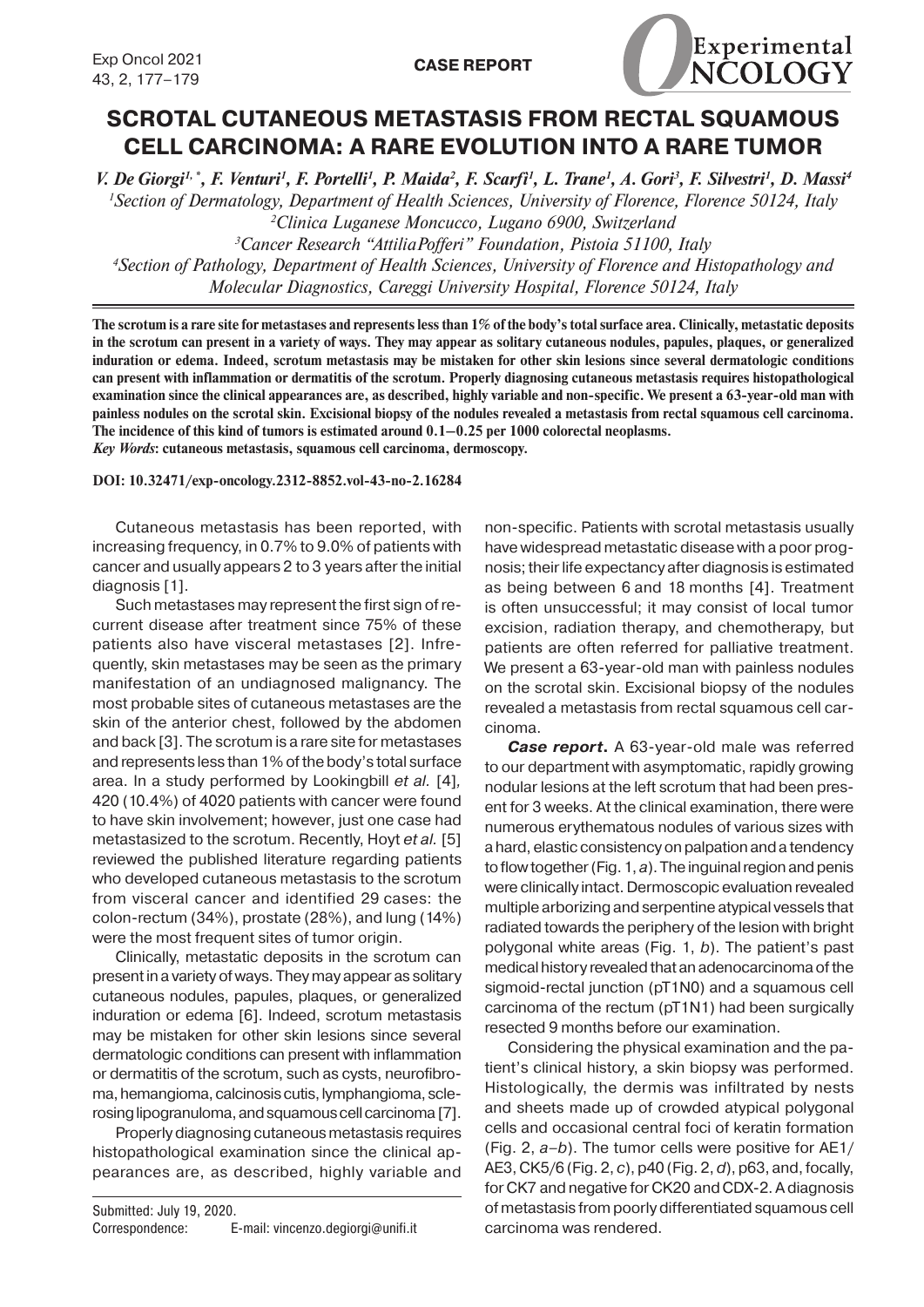CASE REPORT

# SCROTAL CUTANEOUS METASTASIS FROM RECTAL SQUAMOUS CELL CARCINOMA: A RARE EVOLUTION INTO A RARE TUMOR

*V. De Giorgi[1,*], F. Venturi[1], F. Portelli[1], P. Maida[2], F. Scarfì[1], L. Trane[1], A. Gori[3], F. Silvestri[1], D. Massi[4]*

[1]Section of Dermatology, Department of Health Sciences, University of Florence, Florence 50124, Italy
[2]Clinica Luganese Moncucco, Lugano 6900, Switzerland
[3]Cancer Research "AttiliaPofferi" Foundation, Pistoia 51100, Italy
[4]Section of Pathology, Department of Health Sciences, University of Florence and Histopathology and Molecular Diagnostics, Careggi University Hospital, Florence 50124, Italy

**The scrotum is a rare site for metastases and represents less than 1% of the body's total surface area. Clinically, metastatic deposits in the scrotum can present in a variety of ways. They may appear as solitary cutaneous nodules, papules, plaques, or generalized induration or edema. Indeed, scrotum metastasis may be mistaken for other skin lesions since several dermatologic conditions can present with inflammation or dermatitis of the scrotum. Properly diagnosing cutaneous metastasis requires histopathological examination since the clinical appearances are, as described, highly variable and non-specific. We present a 63-year-old man with painless nodules on the scrotal skin. Excisional biopsy of the nodules revealed a metastasis from rectal squamous cell carcinoma. The incidence of this kind of tumors is estimated around 0.1–0.25 per 1000 colorectal neoplasms.**
***Key Words*: cutaneous metastasis, squamous cell carcinoma, dermoscopy.**

**DOI: 10.32471/exp-oncology.2312-8852.vol-43-no-2.16284**

Cutaneous metastasis has been reported, with increasing frequency, in 0.7% to 9.0% of patients with cancer and usually appears 2 to 3 years after the initial diagnosis [1].

Such metastases may represent the first sign of recurrent disease after treatment since 75% of these patients also have visceral metastases [2]. Infrequently, skin metastases may be seen as the primary manifestation of an undiagnosed malignancy. The most probable sites of cutaneous metastases are the skin of the anterior chest, followed by the abdomen and back [3]. The scrotum is a rare site for metastases and represents less than 1% of the body's total surface area. In a study performed by Lookingbill *et al.* [4], 420 (10.4%) of 4020 patients with cancer were found to have skin involvement; however, just one case had metastasized to the scrotum. Recently, Hoyt *et al.* [5] reviewed the published literature regarding patients who developed cutaneous metastasis to the scrotum from visceral cancer and identified 29 cases: the colon-rectum (34%), prostate (28%), and lung (14%) were the most frequent sites of tumor origin.

Clinically, metastatic deposits in the scrotum can present in a variety of ways. They may appear as solitary cutaneous nodules, papules, plaques, or generalized induration or edema [6]. Indeed, scrotum metastasis may be mistaken for other skin lesions since several dermatologic conditions can present with inflammation or dermatitis of the scrotum, such as cysts, neurofibroma, hemangioma, calcinosis cutis, lymphangioma, sclerosing lipogranuloma, and squamous cell carcinoma [7].

Properly diagnosing cutaneous metastasis requires histopathological examination since the clinical appearances are, as described, highly variable and non-specific. Patients with scrotal metastasis usually have widespread metastatic disease with a poor prognosis; their life expectancy after diagnosis is estimated as being between 6 and 18 months [4]. Treatment is often unsuccessful; it may consist of local tumor excision, radiation therapy, and chemotherapy, but patients are often referred for palliative treatment. We present a 63-year-old man with painless nodules on the scrotal skin. Excisional biopsy of the nodules revealed a metastasis from rectal squamous cell carcinoma.

***Case report***. A 63-year-old male was referred to our department with asymptomatic, rapidly growing nodular lesions at the left scrotum that had been present for 3 weeks. At the clinical examination, there were numerous erythematous nodules of various sizes with a hard, elastic consistency on palpation and a tendency to flow together (Fig. 1, *a*). The inguinal region and penis were clinically intact. Dermoscopic evaluation revealed multiple arborizing and serpentine atypical vessels that radiated towards the periphery of the lesion with bright polygonal white areas (Fig. 1, *b*). The patient's past medical history revealed that an adenocarcinoma of the sigmoid-rectal junction (pT1N0) and a squamous cell carcinoma of the rectum (pT1N1) had been surgically resected 9 months before our examination.

Considering the physical examination and the patient's clinical history, a skin biopsy was performed. Histologically, the dermis was infiltrated by nests and sheets made up of crowded atypical polygonal cells and occasional central foci of keratin formation (Fig. 2, *a–b*). The tumor cells were positive for AE1/AE3, CK5/6 (Fig. 2, *c*), p40 (Fig. 2, *d*), p63, and, focally, for CK7 and negative for CK20 and CDX-2. A diagnosis of metastasis from poorly differentiated squamous cell carcinoma was rendered.

Submitted: July 19, 2020.
Correspondence: E-mail: vincenzo.degiorgi@unifi.it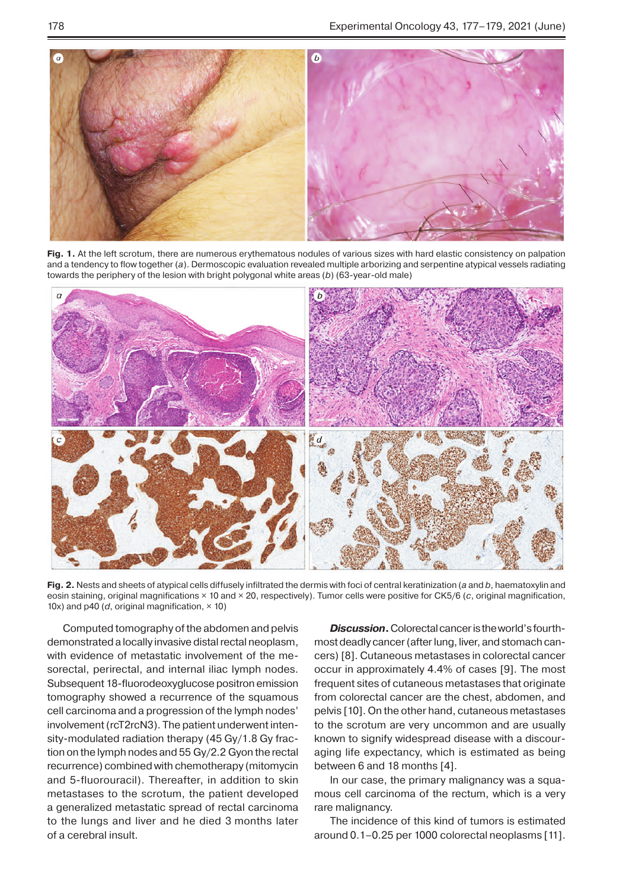**Fig. 1.** At the left scrotum, there are numerous erythematous nodules of various sizes with hard elastic consistency on palpation and a tendency to flow together (*a*). Dermoscopic evaluation revealed multiple arborizing and serpentine atypical vessels radiating towards the periphery of the lesion with bright polygonal white areas (*b*) (63-year-old male)

**Fig. 2.** Nests and sheets of atypical cells diffusely infiltrated the dermis with foci of central keratinization (*a* and *b*, haematoxylin and eosin staining, original magnifications × 10 and × 20, respectively). Tumor cells were positive for CK5/6 (*c*, original magnification, 10x) and p40 (*d*, original magnification, × 10)

Computed tomography of the abdomen and pelvis demonstrated a locally invasive distal rectal neoplasm, with evidence of metastatic involvement of the mesorectal, perirectal, and internal iliac lymph nodes. Subsequent 18-fluorodeoxyglucose positron emission tomography showed a recurrence of the squamous cell carcinoma and a progression of the lymph nodes' involvement (rcT2rcN3). The patient underwent intensity-modulated radiation therapy (45 Gy/1.8 Gy fraction on the lymph nodes and 55 Gy/2.2 Gyon the rectal recurrence) combined with chemotherapy (mitomycin and 5-fluorouracil). Thereafter, in addition to skin metastases to the scrotum, the patient developed a generalized metastatic spread of rectal carcinoma to the lungs and liver and he died 3 months later of a cerebral insult.

***Discussion.*** Colorectal cancer is the world's fourth-most deadly cancer (after lung, liver, and stomach cancers) [8]. Cutaneous metastases in colorectal cancer occur in approximately 4.4% of cases [9]. The most frequent sites of cutaneous metastases that originate from colorectal cancer are the chest, abdomen, and pelvis [10]. On the other hand, cutaneous metastases to the scrotum are very uncommon and are usually known to signify widespread disease with a discouraging life expectancy, which is estimated as being between 6 and 18 months [4].

In our case, the primary malignancy was a squamous cell carcinoma of the rectum, which is a very rare malignancy.

The incidence of this kind of tumors is estimated around 0.1–0.25 per 1000 colorectal neoplasms [11].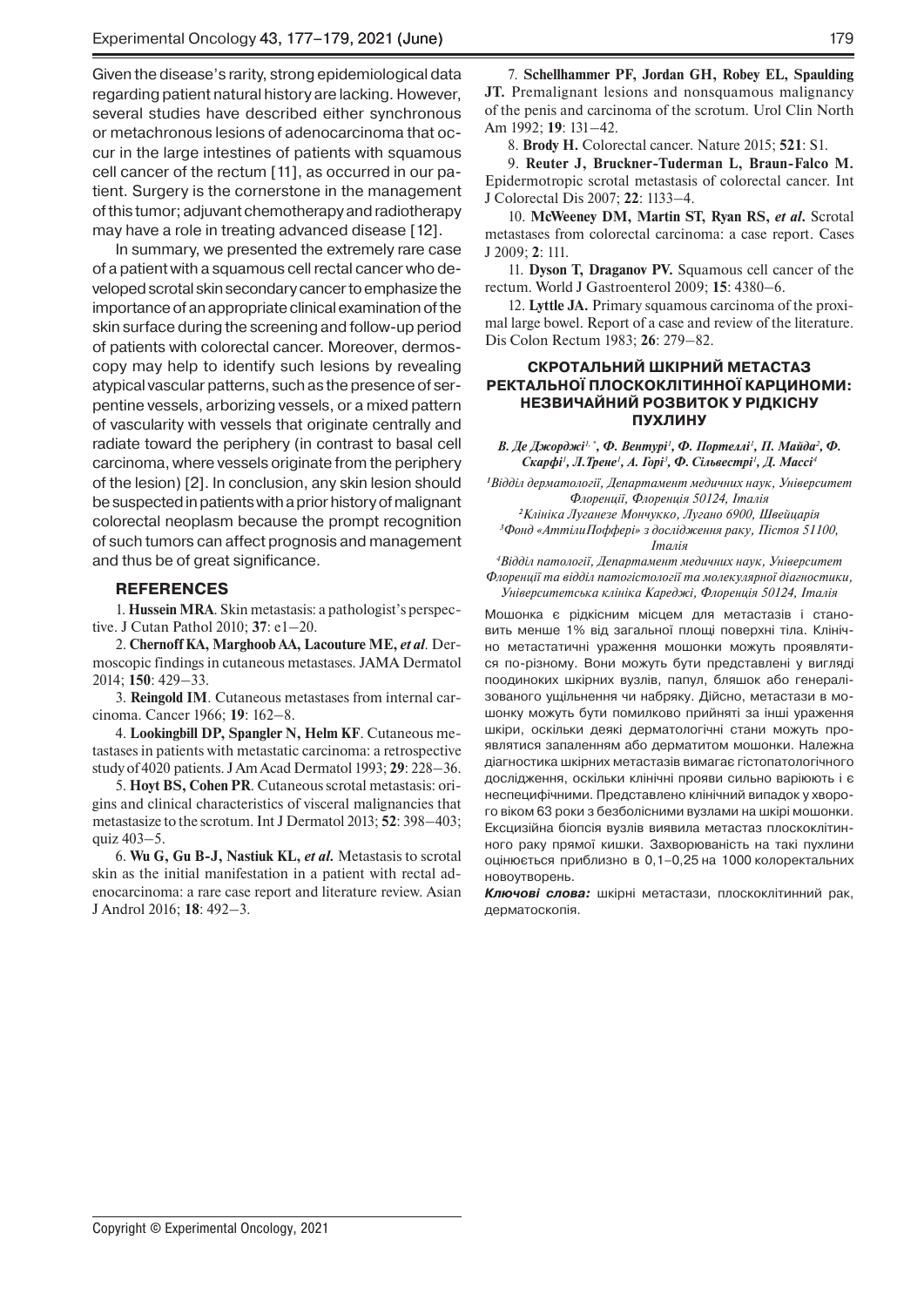Given the disease's rarity, strong epidemiological data regarding patient natural history are lacking. However, several studies have described either synchronous or metachronous lesions of adenocarcinoma that occur in the large intestines of patients with squamous cell cancer of the rectum [11], as occurred in our patient. Surgery is the cornerstone in the management of this tumor; adjuvant chemotherapy and radiotherapy may have a role in treating advanced disease [12].

In summary, we presented the extremely rare case of a patient with a squamous cell rectal cancer who developed scrotal skin secondary cancer to emphasize the importance of an appropriate clinical examination of the skin surface during the screening and follow-up period of patients with colorectal cancer. Moreover, dermoscopy may help to identify such lesions by revealing atypical vascular patterns, such as the presence of serpentine vessels, arborizing vessels, or a mixed pattern of vascularity with vessels that originate centrally and radiate toward the periphery (in contrast to basal cell carcinoma, where vessels originate from the periphery of the lesion) [2]. In conclusion, any skin lesion should be suspected in patients with a prior history of malignant colorectal neoplasm because the prompt recognition of such tumors can affect prognosis and management and thus be of great significance.

## REFERENCES

1. **Hussein MRA**. Skin metastasis: a pathologist's perspective. J Cutan Pathol 2010; **37**: e1–20.

2. **Chernoff KA, Marghoob AA, Lacouture ME, *et al***. Dermoscopic findings in cutaneous metastases. JAMA Dermatol 2014; **150**: 429–33.

3. **Reingold IM**. Cutaneous metastases from internal carcinoma. Cancer 1966; **19**: 162–8.

4. **Lookingbill DP, Spangler N, Helm KF**. Cutaneous metastases in patients with metastatic carcinoma: a retrospective study of 4020 patients. J Am Acad Dermatol 1993; **29**: 228–36.

5. **Hoyt BS, Cohen PR**. Cutaneous scrotal metastasis: origins and clinical characteristics of visceral malignancies that metastasize to the scrotum. Int J Dermatol 2013; **52**: 398–403; quiz 403–5.

6. **Wu G, Gu B-J, Nastiuk KL, *et al.*** Metastasis to scrotal skin as the initial manifestation in a patient with rectal adenocarcinoma: a rare case report and literature review. Asian J Androl 2016; **18**: 492–3.

7. **Schellhammer PF, Jordan GH, Robey EL, Spaulding JT.** Premalignant lesions and nonsquamous malignancy of the penis and carcinoma of the scrotum. Urol Clin North Am 1992; **19**: 131–42.

8. **Brody H.** Colorectal cancer. Nature 2015; **521**: S1.

9. **Reuter J, Bruckner-Tuderman L, Braun-Falco M.** Epidermotropic scrotal metastasis of colorectal cancer. Int J Colorectal Dis 2007; **22**: 1133–4.

10. **McWeeney DM, Martin ST, Ryan RS, *et al.*** Scrotal metastases from colorectal carcinoma: a case report. Cases J 2009; **2**: 111.

11. **Dyson T, Draganov PV.** Squamous cell cancer of the rectum. World J Gastroenterol 2009; **15**: 4380–6.

12. **Lyttle JA.** Primary squamous carcinoma of the proximal large bowel. Report of a case and review of the literature. Dis Colon Rectum 1983; **26**: 279–82.

## СКРОТАЛЬНИЙ ШКІРНИЙ МЕТАСТАЗ РЕКТАЛЬНОЇ ПЛОСКОКЛІТИННОЇ КАРЦИНОМИ: НЕЗВИЧАЙНИЙ РОЗВИТОК У РІДКІСНУ ПУХЛИНУ

*В. Де Джорджі[1,\*], Ф. Вентурі[1], Ф. Портеллі[1], П. Майда[2], Ф. Скарфі[1], Л.Трене[1], А. Горі[3], Ф. Сільвестрі[1], Д. Массі[4]*

*[1]Відділ дерматології, Департамент медичних наук, Університет Флоренції, Флоренція 50124, Італія*

*[2]Клініка Луганезе Мончукко, Лугано 6900, Швейцарія*

*[3]Фонд «АттіліПоффері» з дослідження раку, Пістоя 51100, Італія*

*[4]Відділ патології, Департамент медичних наук, Університет Флоренції та відділ патогістології та молекулярної діагностики, Університетська клініка Кареджі, Флоренція 50124, Італія*

Мошонка є рідкісним місцем для метастазів і становить менше 1% від загальної площі поверхні тіла. Клінічно метастатичні ураження мошонки можуть проявлятися по-різному. Вони можуть бути представлені у вигляді поодиноких шкірних вузлів, папул, бляшок або генералізованого ущільнення чи набряку. Дійсно, метастази в мошонку можуть бути помилково прийняті за інші ураження шкіри, оскільки деякі дерматологічні стани можуть проявлятися запаленням або дерматитом мошонки. Належна діагностика шкірних метастазів вимагає гістопатологічного дослідження, оскільки клінічні прояви сильно варіюють і є неспецифічними. Представлено клінічний випадок у хворого віком 63 роки з безболісними вузлами на шкірі мошонки. Ексцизійна біопсія вузлів виявила метастаз плоскоклітинного раку прямої кишки. Захворюваність на такі пухлини оцінюється приблизно в 0,1–0,25 на 1000 колоректальних новоутворень.

***Ключові слова:*** шкірні метастази, плоскоклітинний рак, дерматоскопія.

Copyright © Experimental Oncology, 2021